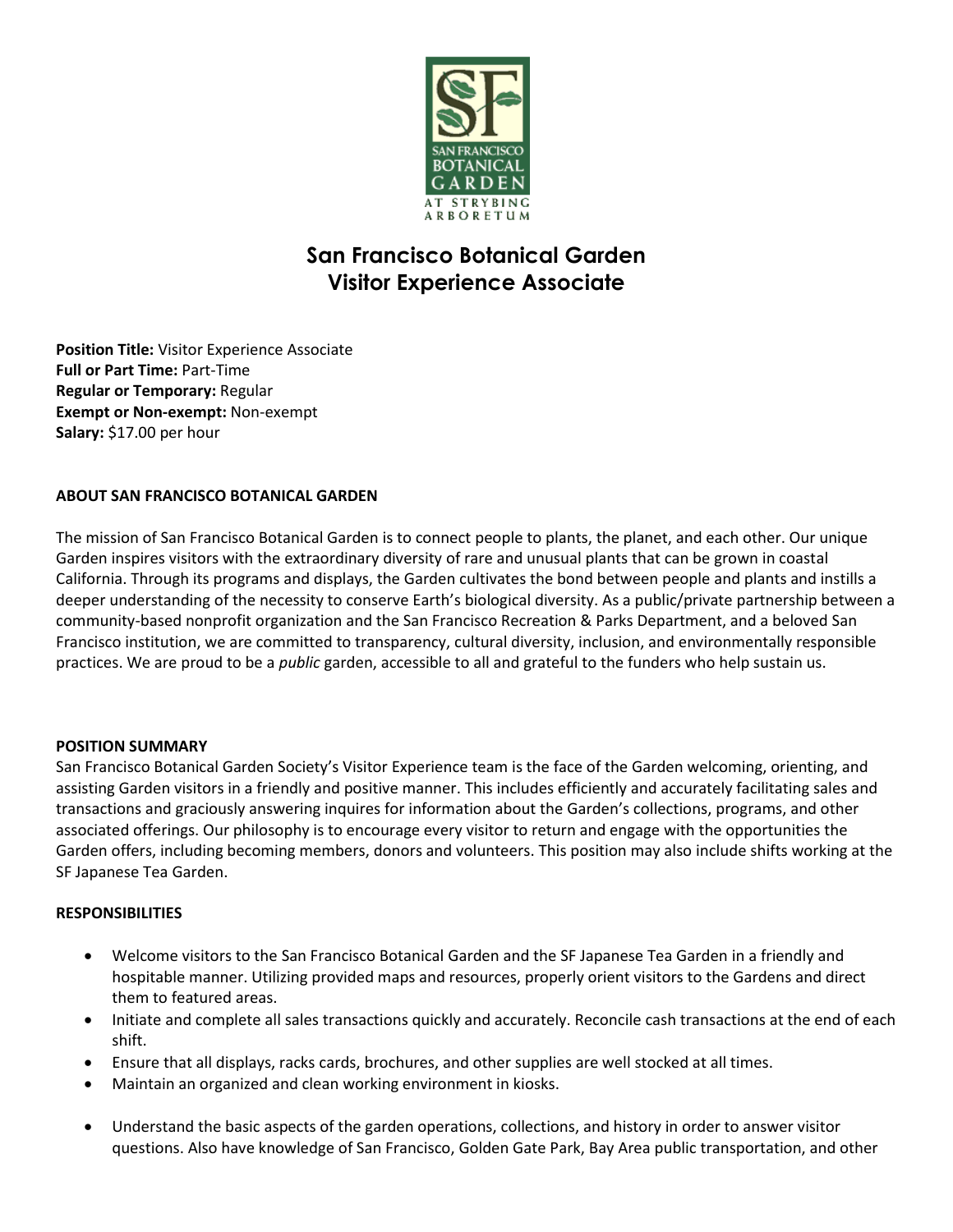# San Francisco Botanical Garden
## Visitor Experience Associate

**Position Title:** Visitor Experience Associate
**Full or Part Time:** Part-Time
**Regular or Temporary:** Regular
**Exempt or Non-exempt:** Non-exempt
**Salary:** $17.00 per hour

### ABOUT SAN FRANCISCO BOTANICAL GARDEN

The mission of San Francisco Botanical Garden is to connect people to plants, the planet, and each other. Our unique Garden inspires visitors with the extraordinary diversity of rare and unusual plants that can be grown in coastal California. Through its programs and displays, the Garden cultivates the bond between people and plants and instills a deeper understanding of the necessity to conserve Earth's biological diversity. As a public/private partnership between a community-based nonprofit organization and the San Francisco Recreation & Parks Department, and a beloved San Francisco institution, we are committed to transparency, cultural diversity, inclusion, and environmentally responsible practices. We are proud to be a *public* garden, accessible to all and grateful to the funders who help sustain us.

### POSITION SUMMARY

San Francisco Botanical Garden Society's Visitor Experience team is the face of the Garden welcoming, orienting, and assisting Garden visitors in a friendly and positive manner. This includes efficiently and accurately facilitating sales and transactions and graciously answering inquires for information about the Garden's collections, programs, and other associated offerings. Our philosophy is to encourage every visitor to return and engage with the opportunities the Garden offers, including becoming members, donors and volunteers. This position may also include shifts working at the SF Japanese Tea Garden.

### RESPONSIBILITIES

- Welcome visitors to the San Francisco Botanical Garden and the SF Japanese Tea Garden in a friendly and hospitable manner. Utilizing provided maps and resources, properly orient visitors to the Gardens and direct them to featured areas.
- Initiate and complete all sales transactions quickly and accurately. Reconcile cash transactions at the end of each shift.
- Ensure that all displays, racks cards, brochures, and other supplies are well stocked at all times.
- Maintain an organized and clean working environment in kiosks.
- Understand the basic aspects of the garden operations, collections, and history in order to answer visitor questions. Also have knowledge of San Francisco, Golden Gate Park, Bay Area public transportation, and other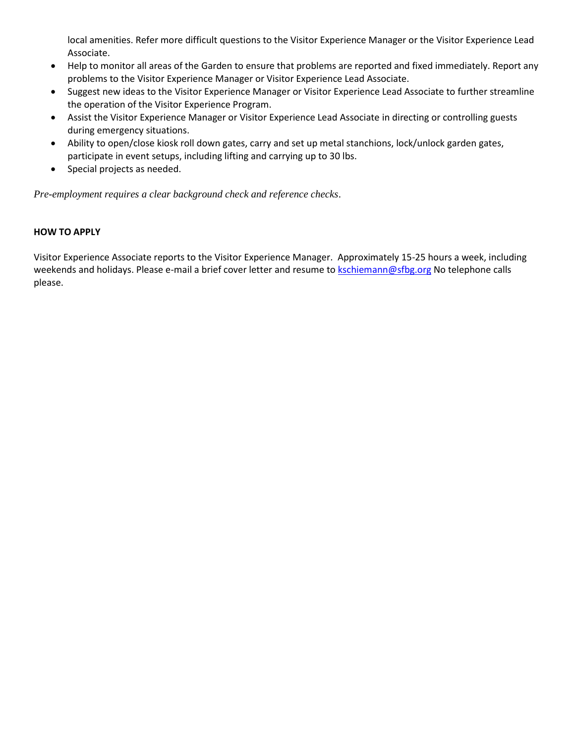local amenities. Refer more difficult questions to the Visitor Experience Manager or the Visitor Experience Lead Associate.

- Help to monitor all areas of the Garden to ensure that problems are reported and fixed immediately. Report any problems to the Visitor Experience Manager or Visitor Experience Lead Associate.
- Suggest new ideas to the Visitor Experience Manager or Visitor Experience Lead Associate to further streamline the operation of the Visitor Experience Program.
- Assist the Visitor Experience Manager or Visitor Experience Lead Associate in directing or controlling guests during emergency situations.
- Ability to open/close kiosk roll down gates, carry and set up metal stanchions, lock/unlock garden gates, participate in event setups, including lifting and carrying up to 30 lbs.
- Special projects as needed.

*Pre-employment requires a clear background check and reference checks*.

**HOW TO APPLY**

Visitor Experience Associate reports to the Visitor Experience Manager. Approximately 15-25 hours a week, including weekends and holidays. Please e-mail a brief cover letter and resume to [kschiemann@sfbg.org](mailto:kschiemann@sfbg.org) No telephone calls please.